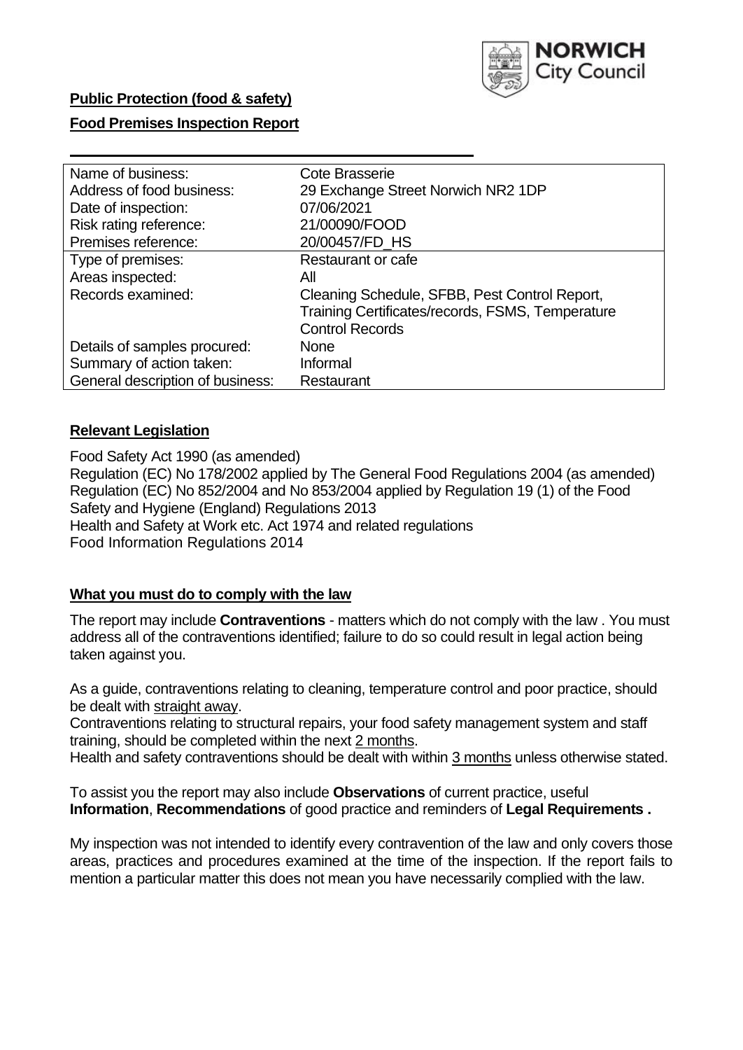**Public Protection (food & safety)**

**Food Premises Inspection Report**

| Name of business: | Cote Brasserie |
|---|---|
| Address of food business: | 29 Exchange Street Norwich NR2 1DP |
| Date of inspection: | 07/06/2021 |
| Risk rating reference: | 21/00090/FOOD |
| Premises reference: | 20/00457/FD_HS |
| Type of premises: | Restaurant or cafe |
| Areas inspected: | All |
| Records examined: | Cleaning Schedule, SFBB, Pest Control Report, Training Certificates/records, FSMS, Temperature Control Records |
| Details of samples procured: | None |
| Summary of action taken: | Informal |
| General description of business: | Restaurant |

## **Relevant Legislation**

Food Safety Act 1990 (as amended)
Regulation (EC) No 178/2002 applied by The General Food Regulations 2004 (as amended)
Regulation (EC) No 852/2004 and No 853/2004 applied by Regulation 19 (1) of the Food Safety and Hygiene (England) Regulations 2013
Health and Safety at Work etc. Act 1974 and related regulations
Food Information Regulations 2014

## **What you must do to comply with the law**

The report may include **Contraventions** - matters which do not comply with the law . You must address all of the contraventions identified; failure to do so could result in legal action being taken against you.

As a guide, contraventions relating to cleaning, temperature control and poor practice, should be dealt with straight away.

Contraventions relating to structural repairs, your food safety management system and staff training, should be completed within the next 2 months.

Health and safety contraventions should be dealt with within 3 months unless otherwise stated.

To assist you the report may also include **Observations** of current practice, useful **Information**, **Recommendations** of good practice and reminders of **Legal Requirements .**

My inspection was not intended to identify every contravention of the law and only covers those areas, practices and procedures examined at the time of the inspection. If the report fails to mention a particular matter this does not mean you have necessarily complied with the law.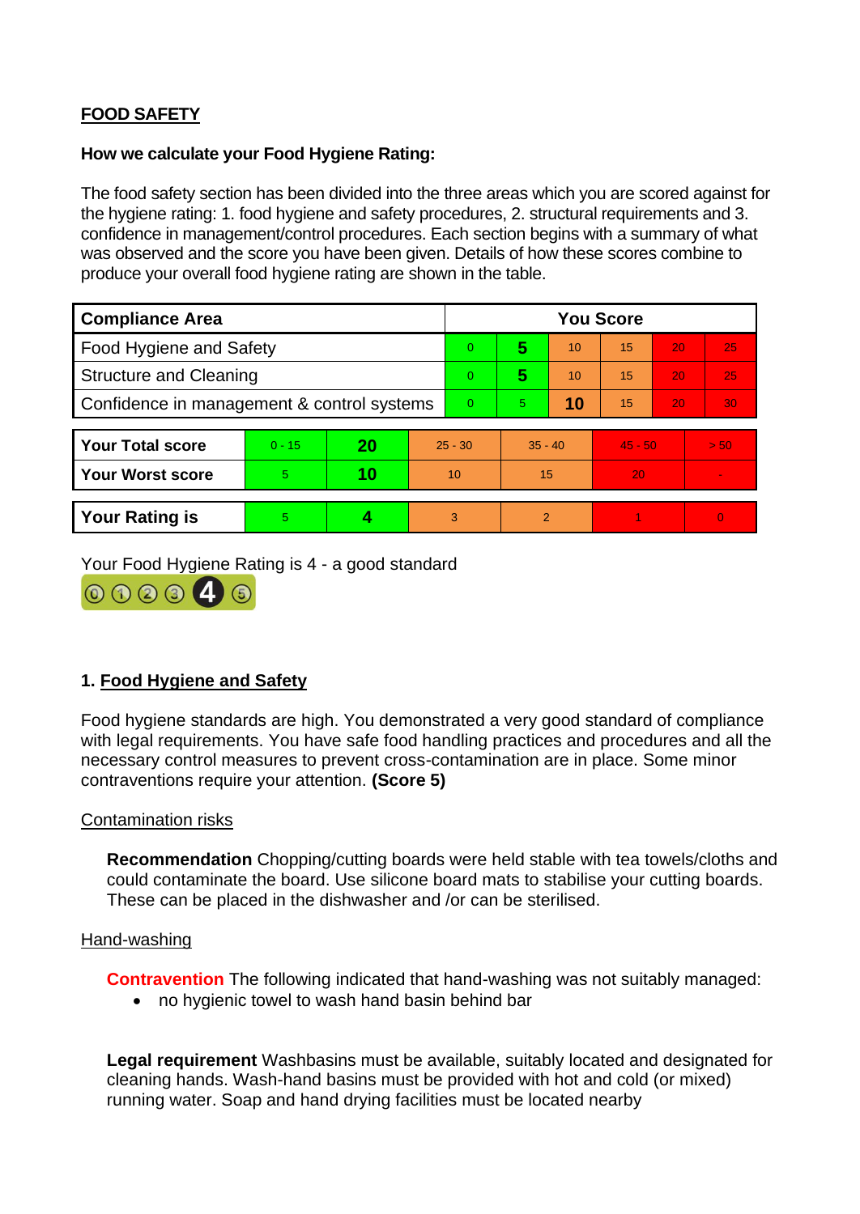**FOOD SAFETY**

**How we calculate your Food Hygiene Rating:**

The food safety section has been divided into the three areas which you are scored against for the hygiene rating: 1. food hygiene and safety procedures, 2. structural requirements and 3. confidence in management/control procedures. Each section begins with a summary of what was observed and the score you have been given. Details of how these scores combine to produce your overall food hygiene rating are shown in the table.

| Compliance Area | You Score | | | | | |
|---|---|---|---|---|---|---|
| Food Hygiene and Safety | 0 | **5** | 10 | 15 | 20 | 25 |
| Structure and Cleaning | 0 | **5** | 10 | 15 | 20 | 25 |
| Confidence in management & control systems | 0 | 5 | **10** | 15 | 20 | 30 |

| | | | | | | |
|---|---|---|---|---|---|---|
| **Your Total score** | 0 - 15 | **20** | 25 - 30 | 35 - 40 | 45 - 50 | > 50 |
| **Your Worst score** | 5 | **10** | 10 | 15 | 20 | - |

| | | | | | | |
|---|---|---|---|---|---|---|
| **Your Rating is** | 5 | **4** | 3 | 2 | 1 | 0 |

Your Food Hygiene Rating is 4 - a good standard

## 1. Food Hygiene and Safety

Food hygiene standards are high. You demonstrated a very good standard of compliance with legal requirements. You have safe food handling practices and procedures and all the necessary control measures to prevent cross-contamination are in place. Some minor contraventions require your attention. **(Score 5)**

### Contamination risks

**Recommendation** Chopping/cutting boards were held stable with tea towels/cloths and could contaminate the board. Use silicone board mats to stabilise your cutting boards. These can be placed in the dishwasher and /or can be sterilised.

### Hand-washing

**Contravention** The following indicated that hand-washing was not suitably managed:

- no hygienic towel to wash hand basin behind bar

**Legal requirement** Washbasins must be available, suitably located and designated for cleaning hands. Wash-hand basins must be provided with hot and cold (or mixed) running water. Soap and hand drying facilities must be located nearby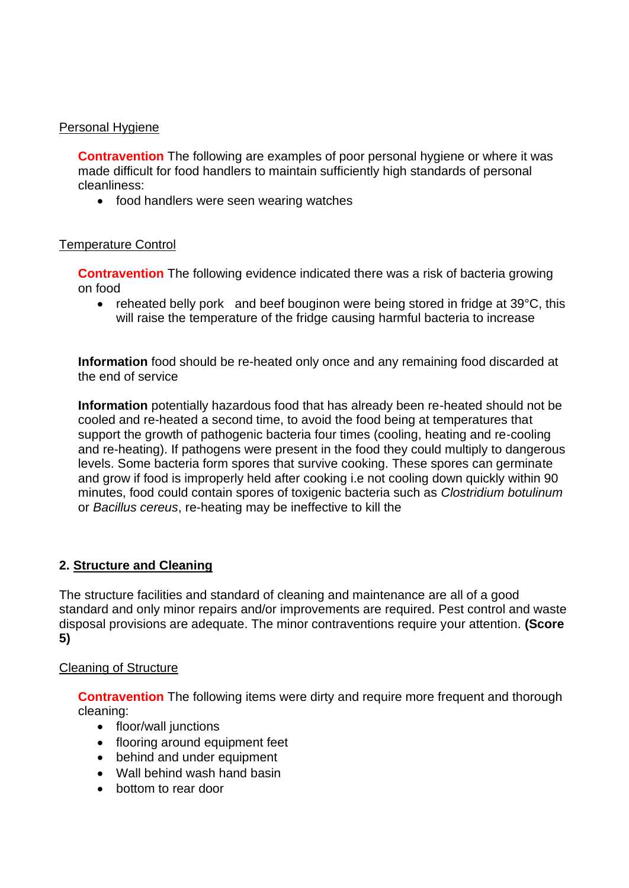Personal Hygiene

**Contravention** The following are examples of poor personal hygiene or where it was made difficult for food handlers to maintain sufficiently high standards of personal cleanliness:

- food handlers were seen wearing watches

Temperature Control

**Contravention** The following evidence indicated there was a risk of bacteria growing on food

- reheated belly pork and beef bouginon were being stored in fridge at 39°C, this will raise the temperature of the fridge causing harmful bacteria to increase

**Information** food should be re-heated only once and any remaining food discarded at the end of service

**Information** potentially hazardous food that has already been re-heated should not be cooled and re-heated a second time, to avoid the food being at temperatures that support the growth of pathogenic bacteria four times (cooling, heating and re-cooling and re-heating). If pathogens were present in the food they could multiply to dangerous levels. Some bacteria form spores that survive cooking. These spores can germinate and grow if food is improperly held after cooking i.e not cooling down quickly within 90 minutes, food could contain spores of toxigenic bacteria such as *Clostridium botulinum* or *Bacillus cereus*, re-heating may be ineffective to kill the

## 2. Structure and Cleaning

The structure facilities and standard of cleaning and maintenance are all of a good standard and only minor repairs and/or improvements are required. Pest control and waste disposal provisions are adequate. The minor contraventions require your attention. **(Score 5)**

Cleaning of Structure

**Contravention** The following items were dirty and require more frequent and thorough cleaning:

- floor/wall junctions
- flooring around equipment feet
- behind and under equipment
- Wall behind wash hand basin
- bottom to rear door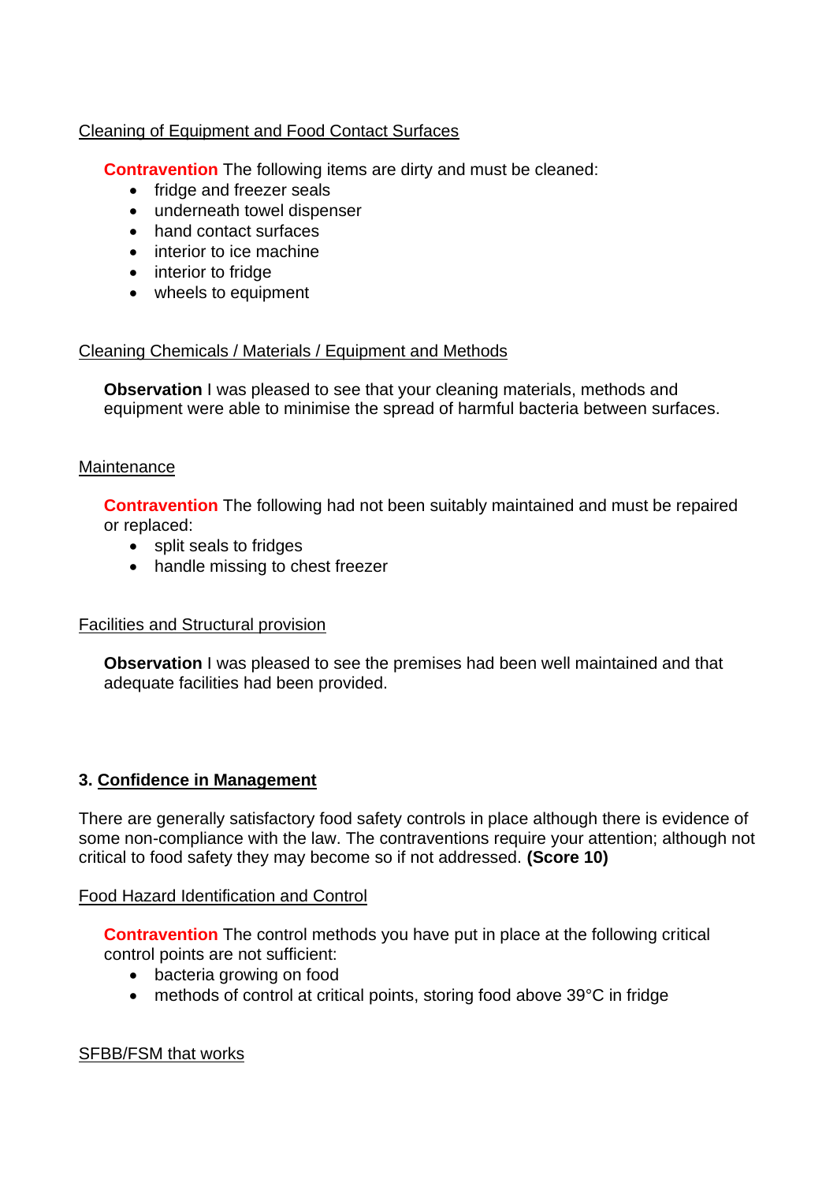Cleaning of Equipment and Food Contact Surfaces

**Contravention** The following items are dirty and must be cleaned:

- fridge and freezer seals
- underneath towel dispenser
- hand contact surfaces
- interior to ice machine
- interior to fridge
- wheels to equipment

Cleaning Chemicals / Materials / Equipment and Methods

**Observation** I was pleased to see that your cleaning materials, methods and equipment were able to minimise the spread of harmful bacteria between surfaces.

Maintenance

**Contravention** The following had not been suitably maintained and must be repaired or replaced:

- split seals to fridges
- handle missing to chest freezer

Facilities and Structural provision

**Observation** I was pleased to see the premises had been well maintained and that adequate facilities had been provided.

## 3. Confidence in Management

There are generally satisfactory food safety controls in place although there is evidence of some non-compliance with the law. The contraventions require your attention; although not critical to food safety they may become so if not addressed. **(Score 10)**

Food Hazard Identification and Control

**Contravention** The control methods you have put in place at the following critical control points are not sufficient:

- bacteria growing on food
- methods of control at critical points, storing food above 39°C in fridge

SFBB/FSM that works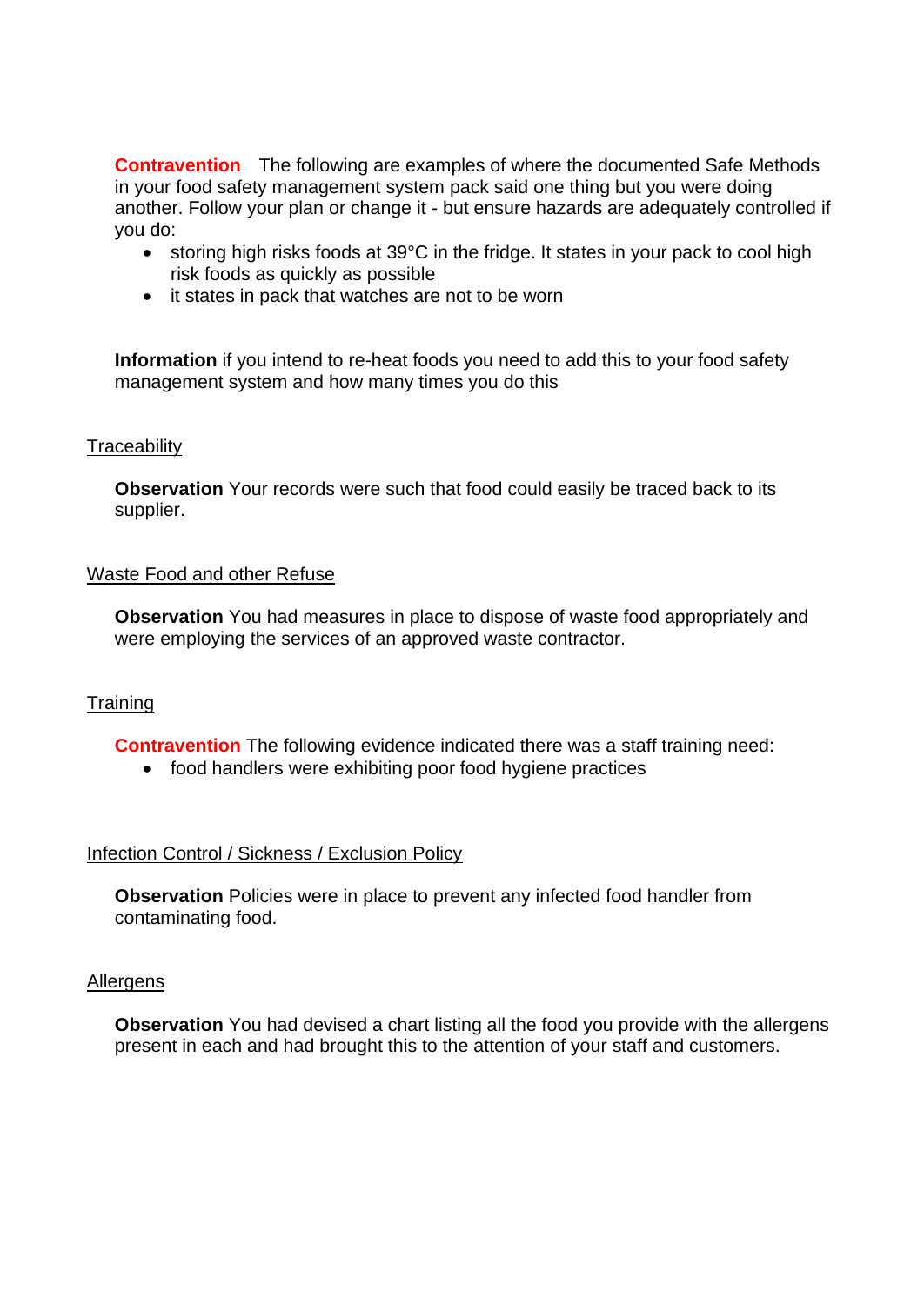**Contravention** The following are examples of where the documented Safe Methods in your food safety management system pack said one thing but you were doing another. Follow your plan or change it - but ensure hazards are adequately controlled if you do:

- storing high risks foods at 39°C in the fridge. It states in your pack to cool high risk foods as quickly as possible
- it states in pack that watches are not to be worn

**Information** if you intend to re-heat foods you need to add this to your food safety management system and how many times you do this

Traceability

**Observation** Your records were such that food could easily be traced back to its supplier.

Waste Food and other Refuse

**Observation** You had measures in place to dispose of waste food appropriately and were employing the services of an approved waste contractor.

Training

**Contravention** The following evidence indicated there was a staff training need:

- food handlers were exhibiting poor food hygiene practices

Infection Control / Sickness / Exclusion Policy

**Observation** Policies were in place to prevent any infected food handler from contaminating food.

Allergens

**Observation** You had devised a chart listing all the food you provide with the allergens present in each and had brought this to the attention of your staff and customers.